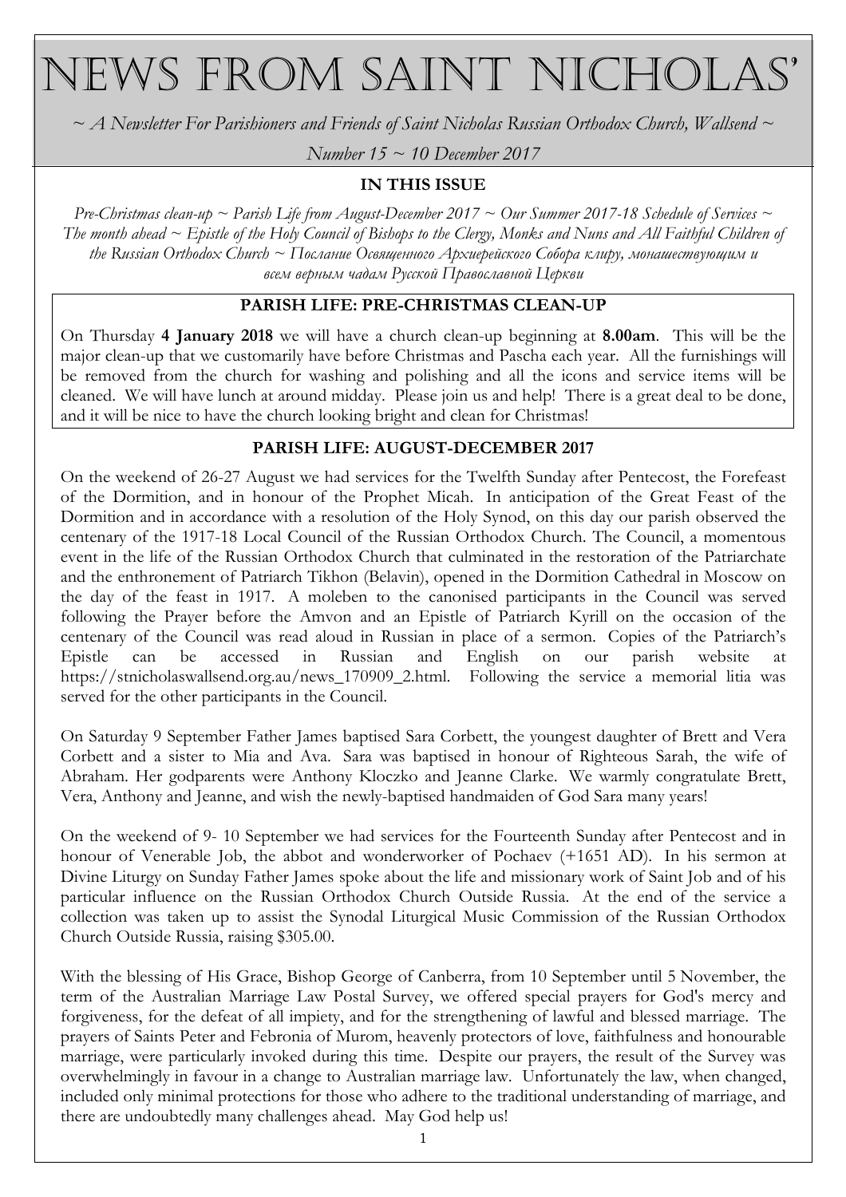# News from Saint Nicholas'

*~ A Newsletter For Parishioners and Friends of Saint Nicholas Russian Orthodox Church, Wallsend ~*

*Number 15 ~ 10 December 2017*

**IN THIS ISSUE**

*Pre-Christmas clean-up ~ Parish Life from August-December 2017 ~ Our Summer 2017-18 Schedule of Services ~ The month ahead ~ Epistle of the Holy Council of Bishops to the Clergy, Monks and Nuns and All Faithful Children of the Russian Orthodox Church ~ Послание Освященного Архиерейского Собора клиру, монашествующим и всем верным чадам Русской Православной Церкви*

## PARISH LIFE: PRE-CHRISTMAS CLEAN-UP

On Thursday **4 January 2018** we will have a church clean-up beginning at **8.00am**. This will be the major clean-up that we customarily have before Christmas and Pascha each year. All the furnishings will be removed from the church for washing and polishing and all the icons and service items will be cleaned. We will have lunch at around midday. Please join us and help! There is a great deal to be done, and it will be nice to have the church looking bright and clean for Christmas!

## PARISH LIFE: AUGUST-DECEMBER 2017

On the weekend of 26-27 August we had services for the Twelfth Sunday after Pentecost, the Forefeast of the Dormition, and in honour of the Prophet Micah. In anticipation of the Great Feast of the Dormition and in accordance with a resolution of the Holy Synod, on this day our parish observed the centenary of the 1917-18 Local Council of the Russian Orthodox Church. The Council, a momentous event in the life of the Russian Orthodox Church that culminated in the restoration of the Patriarchate and the enthronement of Patriarch Tikhon (Belavin), opened in the Dormition Cathedral in Moscow on the day of the feast in 1917. A moleben to the canonised participants in the Council was served following the Prayer before the Amvon and an Epistle of Patriarch Kyrill on the occasion of the centenary of the Council was read aloud in Russian in place of a sermon. Copies of the Patriarch's Epistle can be accessed in Russian and English on our parish website at https://stnicholaswallsend.org.au/news_170909_2.html. Following the service a memorial litia was served for the other participants in the Council.

On Saturday 9 September Father James baptised Sara Corbett, the youngest daughter of Brett and Vera Corbett and a sister to Mia and Ava. Sara was baptised in honour of Righteous Sarah, the wife of Abraham. Her godparents were Anthony Kloczko and Jeanne Clarke. We warmly congratulate Brett, Vera, Anthony and Jeanne, and wish the newly-baptised handmaiden of God Sara many years!

On the weekend of 9- 10 September we had services for the Fourteenth Sunday after Pentecost and in honour of Venerable Job, the abbot and wonderworker of Pochaev (+1651 AD). In his sermon at Divine Liturgy on Sunday Father James spoke about the life and missionary work of Saint Job and of his particular influence on the Russian Orthodox Church Outside Russia. At the end of the service a collection was taken up to assist the Synodal Liturgical Music Commission of the Russian Orthodox Church Outside Russia, raising $305.00.

With the blessing of His Grace, Bishop George of Canberra, from 10 September until 5 November, the term of the Australian Marriage Law Postal Survey, we offered special prayers for God's mercy and forgiveness, for the defeat of all impiety, and for the strengthening of lawful and blessed marriage. The prayers of Saints Peter and Febronia of Murom, heavenly protectors of love, faithfulness and honourable marriage, were particularly invoked during this time. Despite our prayers, the result of the Survey was overwhelmingly in favour in a change to Australian marriage law. Unfortunately the law, when changed, included only minimal protections for those who adhere to the traditional understanding of marriage, and there are undoubtedly many challenges ahead. May God help us!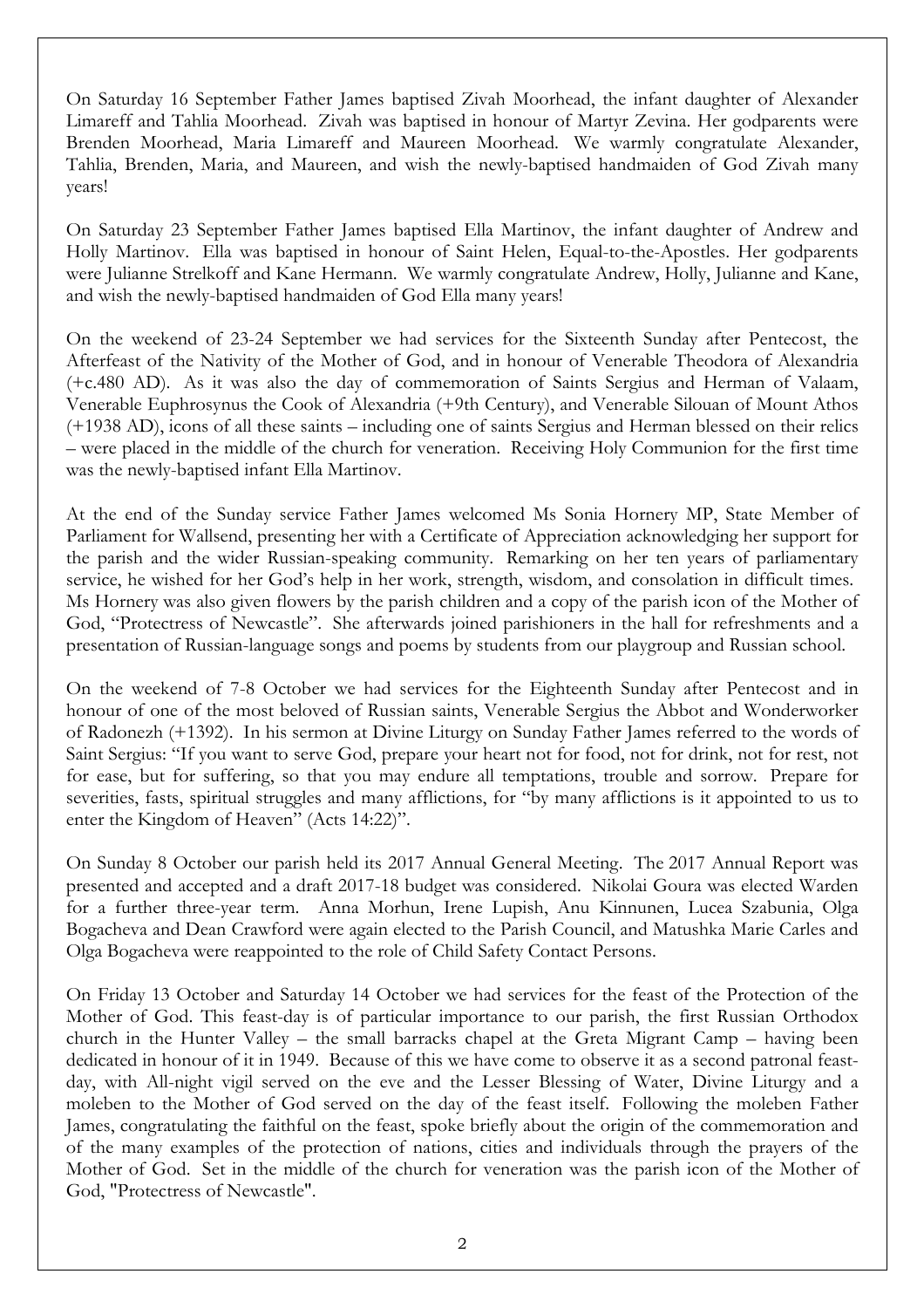On Saturday 16 September Father James baptised Zivah Moorhead, the infant daughter of Alexander Limareff and Tahlia Moorhead. Zivah was baptised in honour of Martyr Zevina. Her godparents were Brenden Moorhead, Maria Limareff and Maureen Moorhead. We warmly congratulate Alexander, Tahlia, Brenden, Maria, and Maureen, and wish the newly-baptised handmaiden of God Zivah many years!

On Saturday 23 September Father James baptised Ella Martinov, the infant daughter of Andrew and Holly Martinov. Ella was baptised in honour of Saint Helen, Equal-to-the-Apostles. Her godparents were Julianne Strelkoff and Kane Hermann. We warmly congratulate Andrew, Holly, Julianne and Kane, and wish the newly-baptised handmaiden of God Ella many years!

On the weekend of 23-24 September we had services for the Sixteenth Sunday after Pentecost, the Afterfeast of the Nativity of the Mother of God, and in honour of Venerable Theodora of Alexandria (+c.480 AD). As it was also the day of commemoration of Saints Sergius and Herman of Valaam, Venerable Euphrosynus the Cook of Alexandria (+9th Century), and Venerable Silouan of Mount Athos (+1938 AD), icons of all these saints – including one of saints Sergius and Herman blessed on their relics – were placed in the middle of the church for veneration. Receiving Holy Communion for the first time was the newly-baptised infant Ella Martinov.

At the end of the Sunday service Father James welcomed Ms Sonia Hornery MP, State Member of Parliament for Wallsend, presenting her with a Certificate of Appreciation acknowledging her support for the parish and the wider Russian-speaking community. Remarking on her ten years of parliamentary service, he wished for her God's help in her work, strength, wisdom, and consolation in difficult times. Ms Hornery was also given flowers by the parish children and a copy of the parish icon of the Mother of God, "Protectress of Newcastle". She afterwards joined parishioners in the hall for refreshments and a presentation of Russian-language songs and poems by students from our playgroup and Russian school.

On the weekend of 7-8 October we had services for the Eighteenth Sunday after Pentecost and in honour of one of the most beloved of Russian saints, Venerable Sergius the Abbot and Wonderworker of Radonezh (+1392). In his sermon at Divine Liturgy on Sunday Father James referred to the words of Saint Sergius: "If you want to serve God, prepare your heart not for food, not for drink, not for rest, not for ease, but for suffering, so that you may endure all temptations, trouble and sorrow. Prepare for severities, fasts, spiritual struggles and many afflictions, for "by many afflictions is it appointed to us to enter the Kingdom of Heaven" (Acts 14:22)".

On Sunday 8 October our parish held its 2017 Annual General Meeting. The 2017 Annual Report was presented and accepted and a draft 2017-18 budget was considered. Nikolai Goura was elected Warden for a further three-year term. Anna Morhun, Irene Lupish, Anu Kinnunen, Lucea Szabunia, Olga Bogacheva and Dean Crawford were again elected to the Parish Council, and Matushka Marie Carles and Olga Bogacheva were reappointed to the role of Child Safety Contact Persons.

On Friday 13 October and Saturday 14 October we had services for the feast of the Protection of the Mother of God. This feast-day is of particular importance to our parish, the first Russian Orthodox church in the Hunter Valley – the small barracks chapel at the Greta Migrant Camp – having been dedicated in honour of it in 1949. Because of this we have come to observe it as a second patronal feast-day, with All-night vigil served on the eve and the Lesser Blessing of Water, Divine Liturgy and a moleben to the Mother of God served on the day of the feast itself. Following the moleben Father James, congratulating the faithful on the feast, spoke briefly about the origin of the commemoration and of the many examples of the protection of nations, cities and individuals through the prayers of the Mother of God. Set in the middle of the church for veneration was the parish icon of the Mother of God, "Protectress of Newcastle".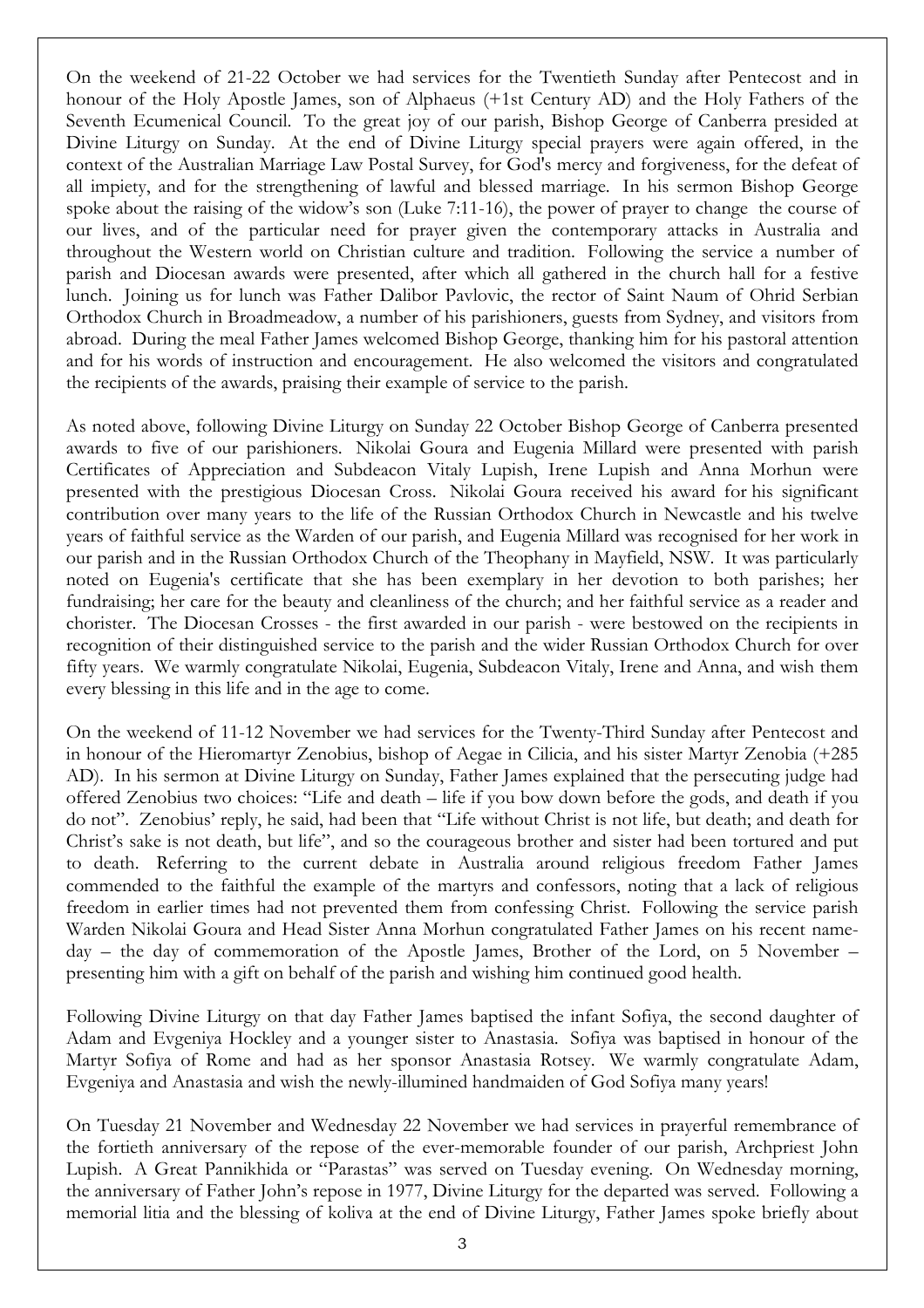On the weekend of 21-22 October we had services for the Twentieth Sunday after Pentecost and in honour of the Holy Apostle James, son of Alphaeus (+1st Century AD) and the Holy Fathers of the Seventh Ecumenical Council. To the great joy of our parish, Bishop George of Canberra presided at Divine Liturgy on Sunday. At the end of Divine Liturgy special prayers were again offered, in the context of the Australian Marriage Law Postal Survey, for God's mercy and forgiveness, for the defeat of all impiety, and for the strengthening of lawful and blessed marriage. In his sermon Bishop George spoke about the raising of the widow's son (Luke 7:11-16), the power of prayer to change the course of our lives, and of the particular need for prayer given the contemporary attacks in Australia and throughout the Western world on Christian culture and tradition. Following the service a number of parish and Diocesan awards were presented, after which all gathered in the church hall for a festive lunch. Joining us for lunch was Father Dalibor Pavlovic, the rector of Saint Naum of Ohrid Serbian Orthodox Church in Broadmeadow, a number of his parishioners, guests from Sydney, and visitors from abroad. During the meal Father James welcomed Bishop George, thanking him for his pastoral attention and for his words of instruction and encouragement. He also welcomed the visitors and congratulated the recipients of the awards, praising their example of service to the parish.

As noted above, following Divine Liturgy on Sunday 22 October Bishop George of Canberra presented awards to five of our parishioners. Nikolai Goura and Eugenia Millard were presented with parish Certificates of Appreciation and Subdeacon Vitaly Lupish, Irene Lupish and Anna Morhun were presented with the prestigious Diocesan Cross. Nikolai Goura received his award for his significant contribution over many years to the life of the Russian Orthodox Church in Newcastle and his twelve years of faithful service as the Warden of our parish, and Eugenia Millard was recognised for her work in our parish and in the Russian Orthodox Church of the Theophany in Mayfield, NSW. It was particularly noted on Eugenia's certificate that she has been exemplary in her devotion to both parishes; her fundraising; her care for the beauty and cleanliness of the church; and her faithful service as a reader and chorister. The Diocesan Crosses - the first awarded in our parish - were bestowed on the recipients in recognition of their distinguished service to the parish and the wider Russian Orthodox Church for over fifty years. We warmly congratulate Nikolai, Eugenia, Subdeacon Vitaly, Irene and Anna, and wish them every blessing in this life and in the age to come.

On the weekend of 11-12 November we had services for the Twenty-Third Sunday after Pentecost and in honour of the Hieromartyr Zenobius, bishop of Aegae in Cilicia, and his sister Martyr Zenobia (+285 AD). In his sermon at Divine Liturgy on Sunday, Father James explained that the persecuting judge had offered Zenobius two choices: "Life and death – life if you bow down before the gods, and death if you do not". Zenobius' reply, he said, had been that "Life without Christ is not life, but death; and death for Christ's sake is not death, but life", and so the courageous brother and sister had been tortured and put to death. Referring to the current debate in Australia around religious freedom Father James commended to the faithful the example of the martyrs and confessors, noting that a lack of religious freedom in earlier times had not prevented them from confessing Christ. Following the service parish Warden Nikolai Goura and Head Sister Anna Morhun congratulated Father James on his recent name-day – the day of commemoration of the Apostle James, Brother of the Lord, on 5 November – presenting him with a gift on behalf of the parish and wishing him continued good health.

Following Divine Liturgy on that day Father James baptised the infant Sofiya, the second daughter of Adam and Evgeniya Hockley and a younger sister to Anastasia. Sofiya was baptised in honour of the Martyr Sofiya of Rome and had as her sponsor Anastasia Rotsey. We warmly congratulate Adam, Evgeniya and Anastasia and wish the newly-illumined handmaiden of God Sofiya many years!

On Tuesday 21 November and Wednesday 22 November we had services in prayerful remembrance of the fortieth anniversary of the repose of the ever-memorable founder of our parish, Archpriest John Lupish. A Great Pannikhida or "Parastas" was served on Tuesday evening. On Wednesday morning, the anniversary of Father John's repose in 1977, Divine Liturgy for the departed was served. Following a memorial litia and the blessing of koliva at the end of Divine Liturgy, Father James spoke briefly about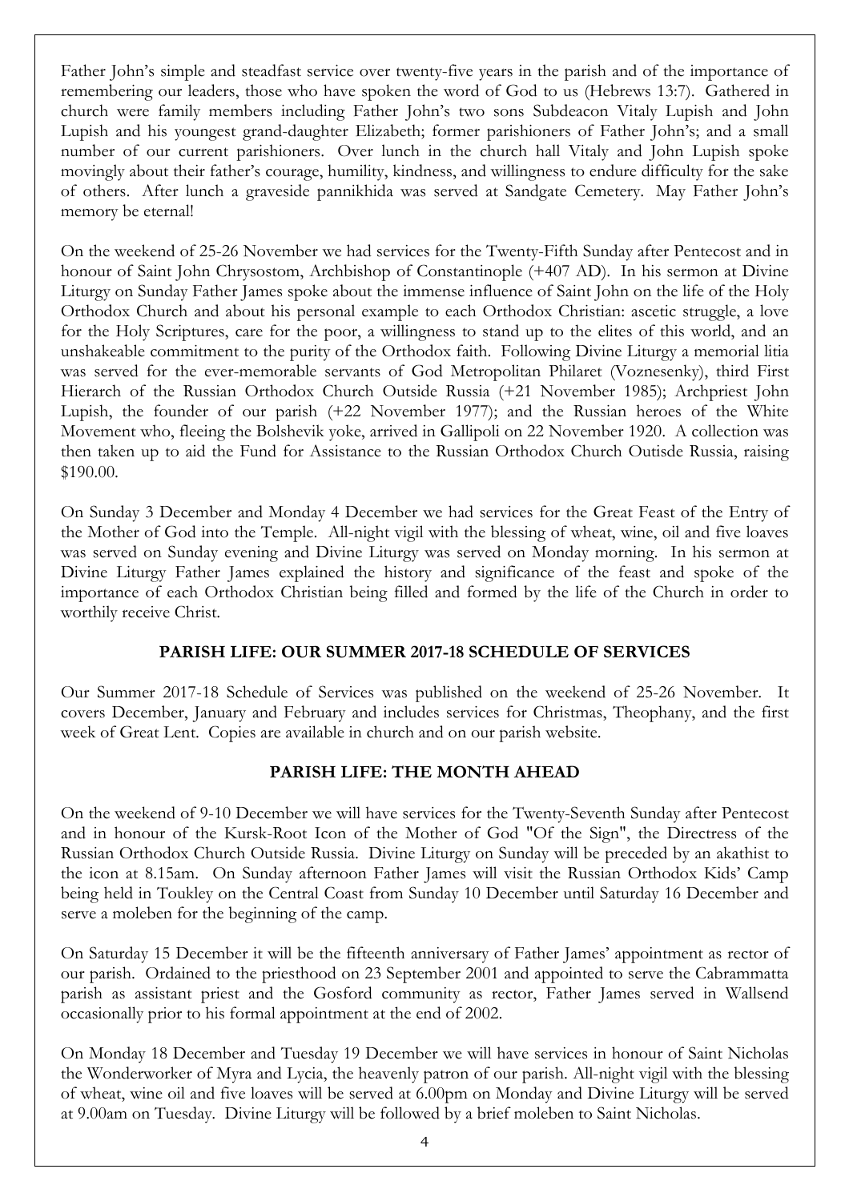Father John's simple and steadfast service over twenty-five years in the parish and of the importance of remembering our leaders, those who have spoken the word of God to us (Hebrews 13:7). Gathered in church were family members including Father John's two sons Subdeacon Vitaly Lupish and John Lupish and his youngest grand-daughter Elizabeth; former parishioners of Father John's; and a small number of our current parishioners. Over lunch in the church hall Vitaly and John Lupish spoke movingly about their father's courage, humility, kindness, and willingness to endure difficulty for the sake of others. After lunch a graveside pannikhida was served at Sandgate Cemetery. May Father John's memory be eternal!

On the weekend of 25-26 November we had services for the Twenty-Fifth Sunday after Pentecost and in honour of Saint John Chrysostom, Archbishop of Constantinople (+407 AD). In his sermon at Divine Liturgy on Sunday Father James spoke about the immense influence of Saint John on the life of the Holy Orthodox Church and about his personal example to each Orthodox Christian: ascetic struggle, a love for the Holy Scriptures, care for the poor, a willingness to stand up to the elites of this world, and an unshakeable commitment to the purity of the Orthodox faith. Following Divine Liturgy a memorial litia was served for the ever-memorable servants of God Metropolitan Philaret (Voznesenky), third First Hierarch of the Russian Orthodox Church Outside Russia (+21 November 1985); Archpriest John Lupish, the founder of our parish (+22 November 1977); and the Russian heroes of the White Movement who, fleeing the Bolshevik yoke, arrived in Gallipoli on 22 November 1920. A collection was then taken up to aid the Fund for Assistance to the Russian Orthodox Church Outisde Russia, raising $190.00.

On Sunday 3 December and Monday 4 December we had services for the Great Feast of the Entry of the Mother of God into the Temple. All-night vigil with the blessing of wheat, wine, oil and five loaves was served on Sunday evening and Divine Liturgy was served on Monday morning. In his sermon at Divine Liturgy Father James explained the history and significance of the feast and spoke of the importance of each Orthodox Christian being filled and formed by the life of the Church in order to worthily receive Christ.

## PARISH LIFE: OUR SUMMER 2017-18 SCHEDULE OF SERVICES

Our Summer 2017-18 Schedule of Services was published on the weekend of 25-26 November. It covers December, January and February and includes services for Christmas, Theophany, and the first week of Great Lent. Copies are available in church and on our parish website.

## PARISH LIFE: THE MONTH AHEAD

On the weekend of 9-10 December we will have services for the Twenty-Seventh Sunday after Pentecost and in honour of the Kursk-Root Icon of the Mother of God "Of the Sign", the Directress of the Russian Orthodox Church Outside Russia. Divine Liturgy on Sunday will be preceded by an akathist to the icon at 8.15am. On Sunday afternoon Father James will visit the Russian Orthodox Kids' Camp being held in Toukley on the Central Coast from Sunday 10 December until Saturday 16 December and serve a moleben for the beginning of the camp.

On Saturday 15 December it will be the fifteenth anniversary of Father James' appointment as rector of our parish. Ordained to the priesthood on 23 September 2001 and appointed to serve the Cabrammatta parish as assistant priest and the Gosford community as rector, Father James served in Wallsend occasionally prior to his formal appointment at the end of 2002.

On Monday 18 December and Tuesday 19 December we will have services in honour of Saint Nicholas the Wonderworker of Myra and Lycia, the heavenly patron of our parish. All-night vigil with the blessing of wheat, wine oil and five loaves will be served at 6.00pm on Monday and Divine Liturgy will be served at 9.00am on Tuesday. Divine Liturgy will be followed by a brief moleben to Saint Nicholas.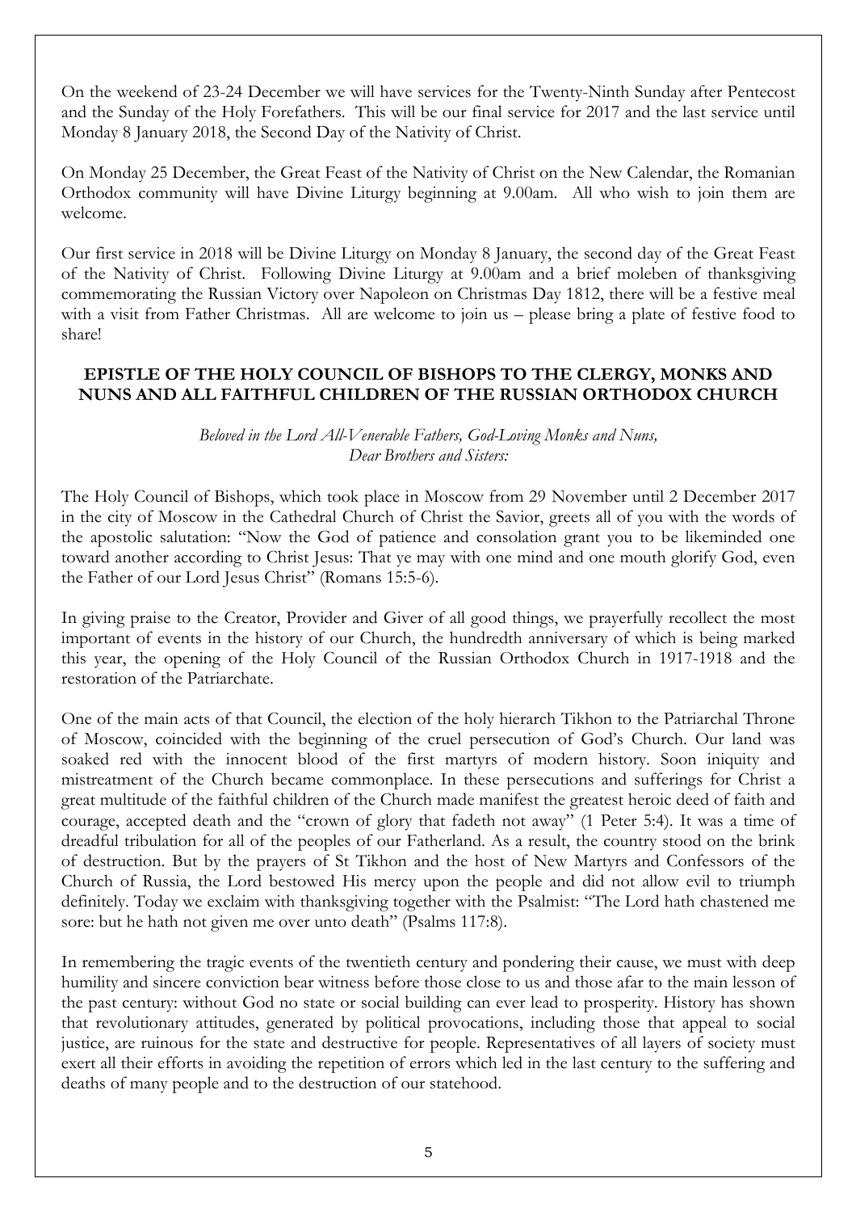On the weekend of 23-24 December we will have services for the Twenty-Ninth Sunday after Pentecost and the Sunday of the Holy Forefathers. This will be our final service for 2017 and the last service until Monday 8 January 2018, the Second Day of the Nativity of Christ.

On Monday 25 December, the Great Feast of the Nativity of Christ on the New Calendar, the Romanian Orthodox community will have Divine Liturgy beginning at 9.00am. All who wish to join them are welcome.

Our first service in 2018 will be Divine Liturgy on Monday 8 January, the second day of the Great Feast of the Nativity of Christ. Following Divine Liturgy at 9.00am and a brief moleben of thanksgiving commemorating the Russian Victory over Napoleon on Christmas Day 1812, there will be a festive meal with a visit from Father Christmas. All are welcome to join us – please bring a plate of festive food to share!

## EPISTLE OF THE HOLY COUNCIL OF BISHOPS TO THE CLERGY, MONKS AND NUNS AND ALL FAITHFUL CHILDREN OF THE RUSSIAN ORTHODOX CHURCH

*Beloved in the Lord All-Venerable Fathers, God-Loving Monks and Nuns,*
*Dear Brothers and Sisters:*

The Holy Council of Bishops, which took place in Moscow from 29 November until 2 December 2017 in the city of Moscow in the Cathedral Church of Christ the Savior, greets all of you with the words of the apostolic salutation: "Now the God of patience and consolation grant you to be likeminded one toward another according to Christ Jesus: That ye may with one mind and one mouth glorify God, even the Father of our Lord Jesus Christ" (Romans 15:5-6).

In giving praise to the Creator, Provider and Giver of all good things, we prayerfully recollect the most important of events in the history of our Church, the hundredth anniversary of which is being marked this year, the opening of the Holy Council of the Russian Orthodox Church in 1917-1918 and the restoration of the Patriarchate.

One of the main acts of that Council, the election of the holy hierarch Tikhon to the Patriarchal Throne of Moscow, coincided with the beginning of the cruel persecution of God's Church. Our land was soaked red with the innocent blood of the first martyrs of modern history. Soon iniquity and mistreatment of the Church became commonplace. In these persecutions and sufferings for Christ a great multitude of the faithful children of the Church made manifest the greatest heroic deed of faith and courage, accepted death and the "crown of glory that fadeth not away" (1 Peter 5:4). It was a time of dreadful tribulation for all of the peoples of our Fatherland. As a result, the country stood on the brink of destruction. But by the prayers of St Tikhon and the host of New Martyrs and Confessors of the Church of Russia, the Lord bestowed His mercy upon the people and did not allow evil to triumph definitely. Today we exclaim with thanksgiving together with the Psalmist: "The Lord hath chastened me sore: but he hath not given me over unto death" (Psalms 117:8).

In remembering the tragic events of the twentieth century and pondering their cause, we must with deep humility and sincere conviction bear witness before those close to us and those afar to the main lesson of the past century: without God no state or social building can ever lead to prosperity. History has shown that revolutionary attitudes, generated by political provocations, including those that appeal to social justice, are ruinous for the state and destructive for people. Representatives of all layers of society must exert all their efforts in avoiding the repetition of errors which led in the last century to the suffering and deaths of many people and to the destruction of our statehood.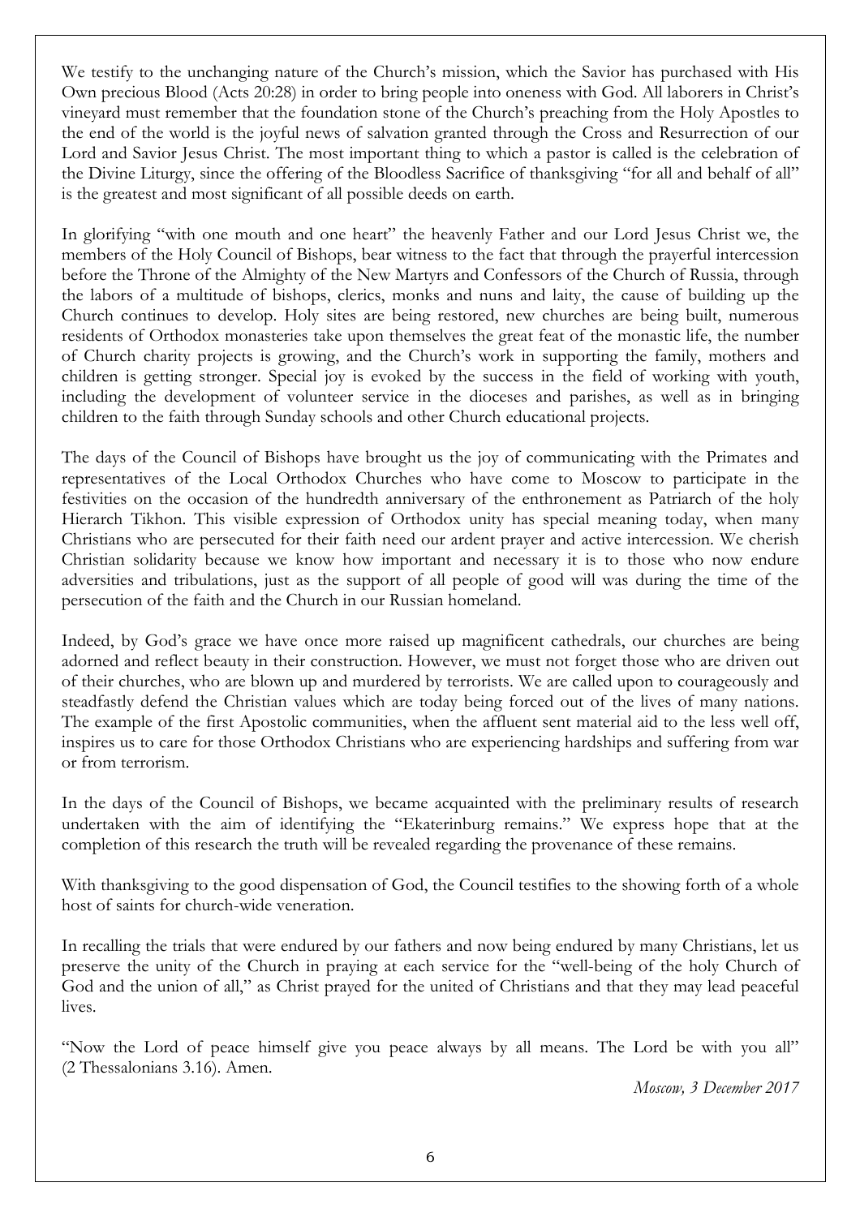We testify to the unchanging nature of the Church's mission, which the Savior has purchased with His Own precious Blood (Acts 20:28) in order to bring people into oneness with God. All laborers in Christ's vineyard must remember that the foundation stone of the Church's preaching from the Holy Apostles to the end of the world is the joyful news of salvation granted through the Cross and Resurrection of our Lord and Savior Jesus Christ. The most important thing to which a pastor is called is the celebration of the Divine Liturgy, since the offering of the Bloodless Sacrifice of thanksgiving "for all and behalf of all" is the greatest and most significant of all possible deeds on earth.

In glorifying "with one mouth and one heart" the heavenly Father and our Lord Jesus Christ we, the members of the Holy Council of Bishops, bear witness to the fact that through the prayerful intercession before the Throne of the Almighty of the New Martyrs and Confessors of the Church of Russia, through the labors of a multitude of bishops, clerics, monks and nuns and laity, the cause of building up the Church continues to develop. Holy sites are being restored, new churches are being built, numerous residents of Orthodox monasteries take upon themselves the great feat of the monastic life, the number of Church charity projects is growing, and the Church's work in supporting the family, mothers and children is getting stronger. Special joy is evoked by the success in the field of working with youth, including the development of volunteer service in the dioceses and parishes, as well as in bringing children to the faith through Sunday schools and other Church educational projects.

The days of the Council of Bishops have brought us the joy of communicating with the Primates and representatives of the Local Orthodox Churches who have come to Moscow to participate in the festivities on the occasion of the hundredth anniversary of the enthronement as Patriarch of the holy Hierarch Tikhon. This visible expression of Orthodox unity has special meaning today, when many Christians who are persecuted for their faith need our ardent prayer and active intercession. We cherish Christian solidarity because we know how important and necessary it is to those who now endure adversities and tribulations, just as the support of all people of good will was during the time of the persecution of the faith and the Church in our Russian homeland.

Indeed, by God's grace we have once more raised up magnificent cathedrals, our churches are being adorned and reflect beauty in their construction. However, we must not forget those who are driven out of their churches, who are blown up and murdered by terrorists. We are called upon to courageously and steadfastly defend the Christian values which are today being forced out of the lives of many nations. The example of the first Apostolic communities, when the affluent sent material aid to the less well off, inspires us to care for those Orthodox Christians who are experiencing hardships and suffering from war or from terrorism.

In the days of the Council of Bishops, we became acquainted with the preliminary results of research undertaken with the aim of identifying the "Ekaterinburg remains." We express hope that at the completion of this research the truth will be revealed regarding the provenance of these remains.

With thanksgiving to the good dispensation of God, the Council testifies to the showing forth of a whole host of saints for church-wide veneration.

In recalling the trials that were endured by our fathers and now being endured by many Christians, let us preserve the unity of the Church in praying at each service for the "well-being of the holy Church of God and the union of all," as Christ prayed for the united of Christians and that they may lead peaceful lives.

"Now the Lord of peace himself give you peace always by all means. The Lord be with you all" (2 Thessalonians 3.16). Amen.

*Moscow, 3 December 2017*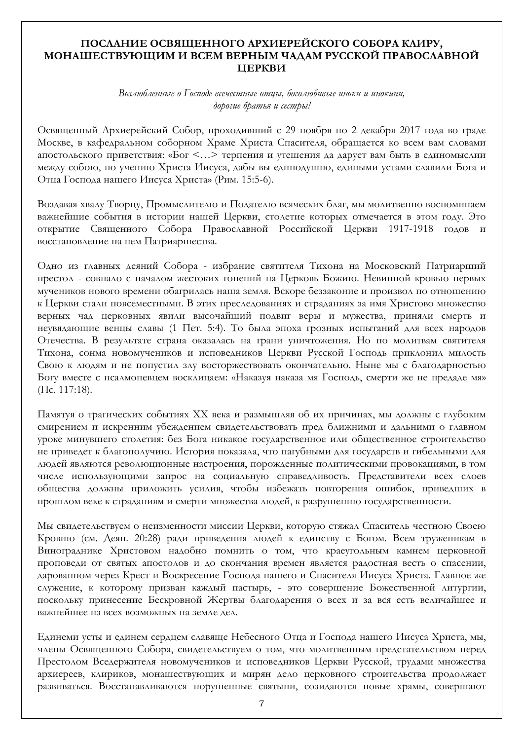## ПОСЛАНИЕ ОСВЯЩЕННОГО АРХИЕРЕЙСКОГО СОБОРА КЛИРУ, МОНАШЕСТВУЮЩИМ И ВСЕМ ВЕРНЫМ ЧАДАМ РУССКОЙ ПРАВОСЛАВНОЙ ЦЕРКВИ

*Возлюбленные о Господе всечестные отцы, боголюбивые иноки и инокини, дорогие братья и сестры!*

Освященный Архиерейский Собор, проходивший с 29 ноября по 2 декабря 2017 года во граде Москве, в кафедральном соборном Храме Христа Спасителя, обращается ко всем вам словами апостольского приветствия: «Бог <…> терпения и утешения да дарует вам быть в единомыслии между собою, по учению Христа Иисуса, дабы вы единодушно, едиными устами славили Бога и Отца Господа нашего Иисуса Христа» (Рим. 15:5-6).

Воздавая хвалу Творцу, Промыслителю и Подателю всяческих благ, мы молитвенно воспоминаем важнейшие события в истории нашей Церкви, столетие которых отмечается в этом году. Это открытие Священного Собора Православной Российской Церкви 1917-1918 годов и восстановление на нем Патриаршества.

Одно из главных деяний Собора - избрание святителя Тихона на Московский Патриарший престол - совпало с началом жестоких гонений на Церковь Божию. Невинной кровью первых мучеников нового времени обагрилась наша земля. Вскоре беззаконие и произвол по отношению к Церкви стали повсеместными. В этих преследованиях и страданиях за имя Христово множество верных чад церковных явили высочайший подвиг веры и мужества, приняли смерть и неувядающие венцы славы (1 Пет. 5:4). То была эпоха грозных испытаний для всех народов Отечества. В результате страна оказалась на грани уничтожения. Но по молитвам святителя Тихона, сонма новомучеников и исповедников Церкви Русской Господь приклонил милость Свою к людям и не попустил злу восторжествовать окончательно. Ныне мы с благодарностью Богу вместе с псалмопевцем восклицаем: «Наказуя наказа мя Господь, смерти же не предаде мя» (Пс. 117:18).

Памятуя о трагических событиях XX века и размышляя об их причинах, мы должны с глубоким смирением и искренним убеждением свидетельствовать пред ближними и дальними о главном уроке минувшего столетия: без Бога никакое государственное или общественное строительство не приведет к благополучию. История показала, что пагубными для государств и гибельными для людей являются революционные настроения, порожденные политическими провокациями, в том числе использующими запрос на социальную справедливость. Представители всех слоев общества должны приложить усилия, чтобы избежать повторения ошибок, приведших в прошлом веке к страданиям и смерти множества людей, к разрушению государственности.

Мы свидетельствуем о неизменности миссии Церкви, которую стяжал Спаситель честною Своею Кровию (см. Деян. 20:28) ради приведения людей к единству с Богом. Всем труженикам в Винограднике Христовом надобно помнить о том, что краеугольным камнем церковной проповеди от святых апостолов и до скончания времен является радостная весть о спасении, дарованном через Крест и Воскресение Господа нашего и Спасителя Иисуса Христа. Главное же служение, к которому призван каждый пастырь, - это совершение Божественной литургии, поскольку принесение Бескровной Жертвы благодарения о всех и за вся есть величайшее и важнейшее из всех возможных на земле дел.

Единеми усты и единем сердцем славяще Небесного Отца и Господа нашего Иисуса Христа, мы, члены Освященного Собора, свидетельствуем о том, что молитвенным предстательством перед Престолом Вседержителя новомучеников и исповедников Церкви Русской, трудами множества архиереев, клириков, монашествующих и мирян дело церковного строительства продолжает развиваться. Восстанавливаются порушенные святыни, созидаются новые храмы, совершают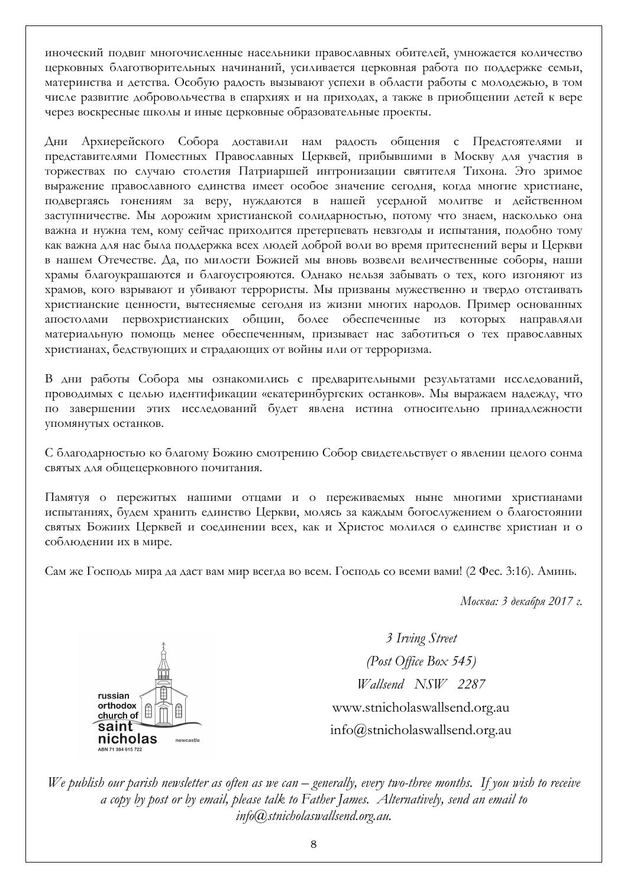иноческий подвиг многочисленные насельники православных обителей, умножается количество церковных благотворительных начинаний, усиливается церковная работа по поддержке семьи, материнства и детства. Особую радость вызывают успехи в области работы с молодежью, в том числе развитие добровольчества в епархиях и на приходах, а также в приобщении детей к вере через воскресные школы и иные церковные образовательные проекты.

Дни Архиерейского Собора доставили нам радость общения с Предстоятелями и представителями Поместных Православных Церквей, прибывшими в Москву для участия в торжествах по случаю столетия Патриаршей интронизации святителя Тихона. Это зримое выражение православного единства имеет особое значение сегодня, когда многие христиане, подвергаясь гонениям за веру, нуждаются в нашей усердной молитве и действенном заступничестве. Мы дорожим христианской солидарностью, потому что знаем, насколько она важна и нужна тем, кому сейчас приходится претерпевать невзгоды и испытания, подобно тому как важна для нас была поддержка всех людей доброй воли во время притеснений веры и Церкви в нашем Отечестве. Да, по милости Божией мы вновь возвели величественные соборы, наши храмы благоукрашаются и благоустрояются. Однако нельзя забывать о тех, кого изгоняют из храмов, кого взрывают и убивают террористы. Мы призваны мужественно и твердо отстаивать христианские ценности, вытесняемые сегодня из жизни многих народов. Пример основанных апостолами первохристианских общин, более обеспеченные из которых направляли материальную помощь менее обеспеченным, призывает нас заботиться о тех православных христианах, бедствующих и страдающих от войны или от терроризма.

В дни работы Собора мы ознакомились с предварительными результатами исследований, проводимых с целью идентификации «екатеринбургских останков». Мы выражаем надежду, что по завершении этих исследований будет явлена истина относительно принадлежности упомянутых останков.

С благодарностью ко благому Божию смотрению Собор свидетельствует о явлении целого сонма святых для общецерковного почитания.

Памятуя о пережитых нашими отцами и о переживаемых ныне многими христианами испытаниях, будем хранить единство Церкви, молясь за каждым богослужением о благостоянии святых Божиих Церквей и соединении всех, как и Христос молился о единстве христиан и о соблюдении их в мире.

Сам же Господь мира да даст вам мир всегда во всем. Господь со всеми вами! (2 Фес. 3:16). Аминь.

*Москва: 3 декабря 2017 г.*

russian orthodox church of saint nicholas newcastle
ABN 71 384 615 722

*3 Irving Street*
*(Post Office Box 545)*
*Wallsend NSW 2287*
www.stnicholaswallsend.org.au
info@stnicholaswallsend.org.au

*We publish our parish newsletter as often as we can – generally, every two-three months. If you wish to receive a copy by post or by email, please talk to Father James. Alternatively, send an email to info@stnicholaswallsend.org.au.*